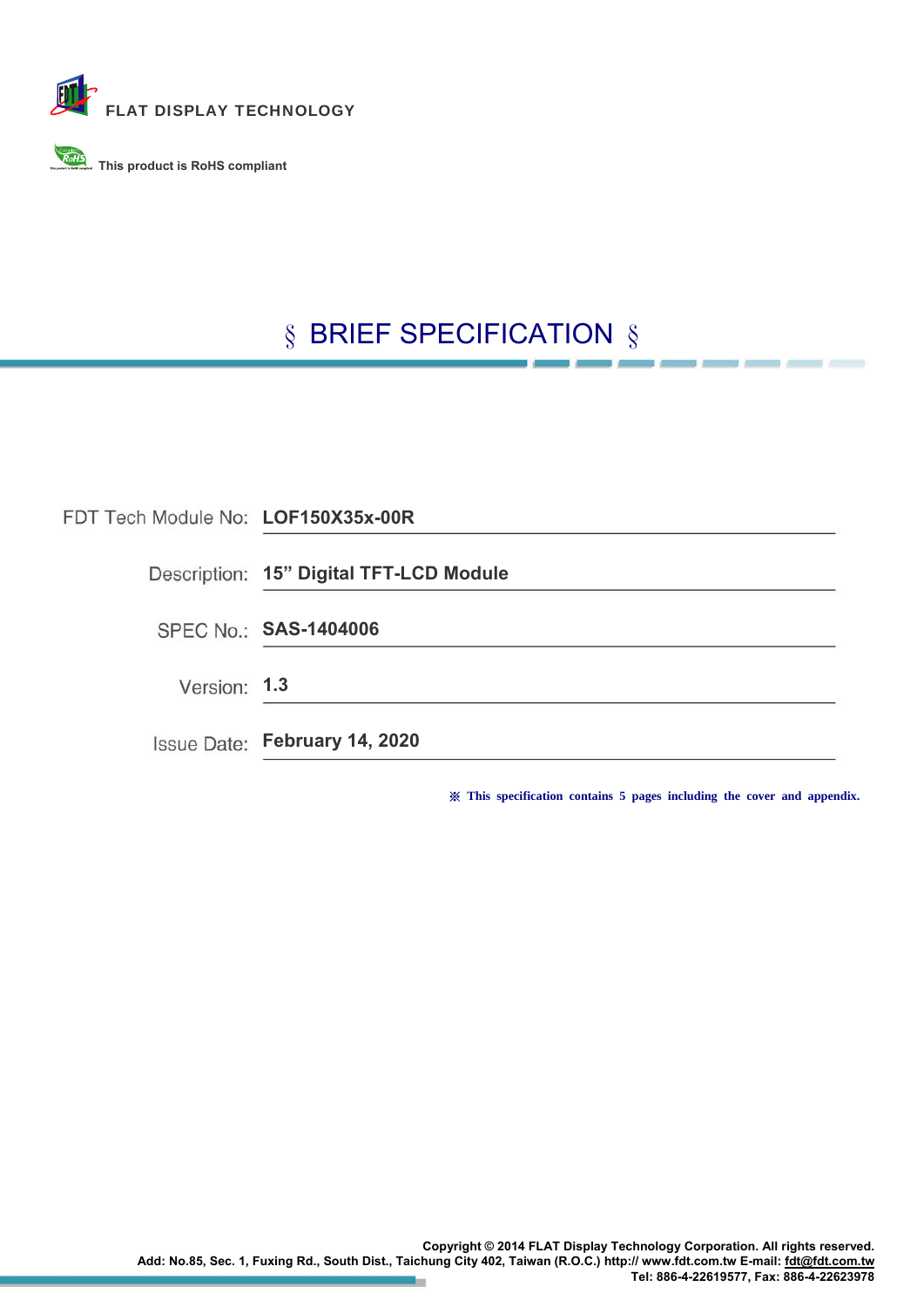FLAT DISPLAY TECHNOLOGY

This product is RoHS compliant

# § BRIEF SPECIFICATION §

| | |
|---|---|
| FDT Tech Module No: | **LOF150X35x-00R** |
| Description: | **15” Digital TFT-LCD Module** |
| SPEC No.: | **SAS-1404006** |
| Version: | **1.3** |
| Issue Date: | **February 14, 2020** |

※ **This specification contains 5 pages including the cover and appendix.**

**Copyright © 2014 FLAT Display Technology Corporation. All rights reserved.**
**Add: No.85, Sec. 1, Fuxing Rd., South Dist., Taichung City 402, Taiwan (R.O.C.) http:// www.fdt.com.tw E-mail: fdt@fdt.com.tw**
**Tel: 886-4-22619577, Fax: 886-4-22623978**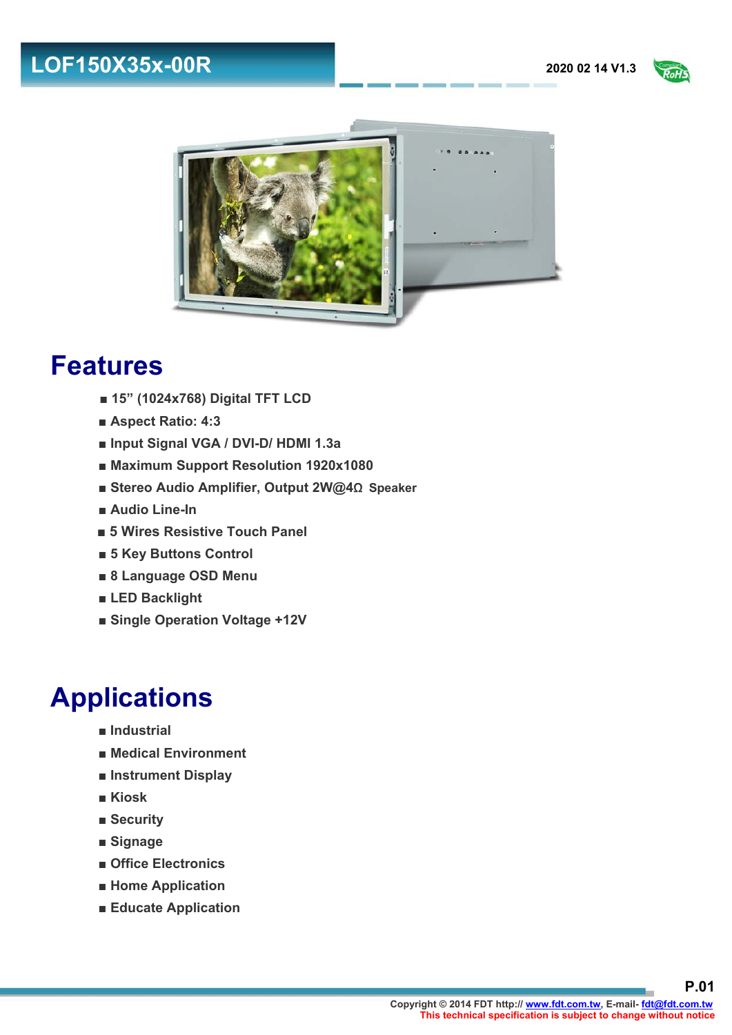# LOF150X35x-00R

2020 02 14 V1.3

## Features

- 15" (1024x768) Digital TFT LCD
- Aspect Ratio: 4:3
- Input Signal VGA / DVI-D/ HDMI 1.3a
- Maximum Support Resolution 1920x1080
- Stereo Audio Amplifier, Output 2W@4Ω Speaker
- Audio Line-In
- 5 Wires Resistive Touch Panel
- 5 Key Buttons Control
- 8 Language OSD Menu
- LED Backlight
- Single Operation Voltage +12V

## Applications

- Industrial
- Medical Environment
- Instrument Display
- Kiosk
- Security
- Signage
- Office Electronics
- Home Application
- Educate Application

Copyright © 2014 FDT http:// www.fdt.com.tw, E-mail- fdt@fdt.com.tw
This technical specification is subject to change without notice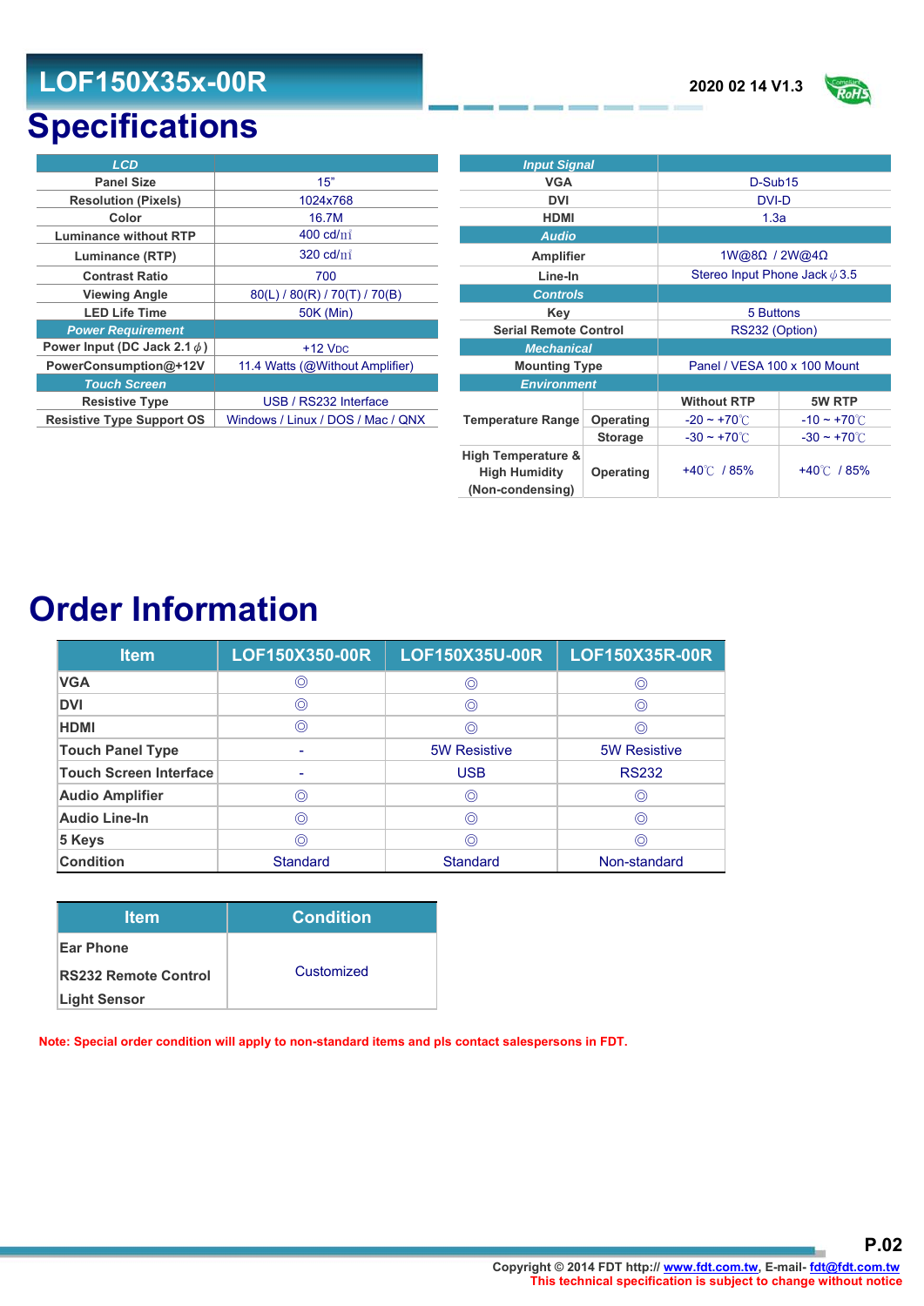# LOF150X35x-00R

2020 02 14 V1.3

# Specifications

| LCD | |
|---|---|
| Panel Size | 15" |
| Resolution (Pixels) | 1024x768 |
| Color | 16.7M |
| Luminance without RTP | 400 cd/㎡ |
| Luminance (RTP) | 320 cd/㎡ |
| Contrast Ratio | 700 |
| Viewing Angle | 80(L) / 80(R) / 70(T) / 70(B) |
| LED Life Time | 50K (Min) |
| **Power Requirement** | |
| Power Input (DC Jack 2.1ϕ) | +12 VDC |
| PowerConsumption@+12V | 11.4 Watts (@Without Amplifier) |
| **Touch Screen** | |
| Resistive Type | USB / RS232 Interface |
| Resistive Type Support OS | Windows / Linux / DOS / Mac / QNX |

| Input Signal | | | |
|---|---|---|---|
| VGA | | D-Sub15 | |
| DVI | | DVI-D | |
| HDMI | | 1.3a | |
| **Audio** | | | |
| Amplifier | | 1W@8Ω / 2W@4Ω | |
| Line-In | | Stereo Input Phone Jack ϕ 3.5 | |
| **Controls** | | | |
| Key | | 5 Buttons | |
| Serial Remote Control | | RS232 (Option) | |
| **Mechanical** | | | |
| Mounting Type | | Panel / VESA 100 x 100 Mount | |
| **Environment** | | | |
| | | Without RTP | 5W RTP |
| Temperature Range | Operating | -20 ~ +70℃ | -10 ~ +70℃ |
| | Storage | -30 ~ +70℃ | -30 ~ +70℃ |
| High Temperature & High Humidity (Non-condensing) | Operating | +40℃ / 85% | +40℃ / 85% |

# Order Information

| Item | LOF150X350-00R | LOF150X35U-00R | LOF150X35R-00R |
|---|---|---|---|
| VGA | ◎ | ◎ | ◎ |
| DVI | ◎ | ◎ | ◎ |
| HDMI | ◎ | ◎ | ◎ |
| Touch Panel Type | - | 5W Resistive | 5W Resistive |
| Touch Screen Interface | - | USB | RS232 |
| Audio Amplifier | ◎ | ◎ | ◎ |
| Audio Line-In | ◎ | ◎ | ◎ |
| 5 Keys | ◎ | ◎ | ◎ |
| Condition | Standard | Standard | Non-standard |

| Item | Condition |
|---|---|
| Ear Phone<br>RS232 Remote Control<br>Light Sensor | Customized |

**Note: Special order condition will apply to non-standard items and pls contact salespersons in FDT.**

Copyright © 2014 FDT http:// www.fdt.com.tw, E-mail- fdt@fdt.com.tw
This technical specification is subject to change without notice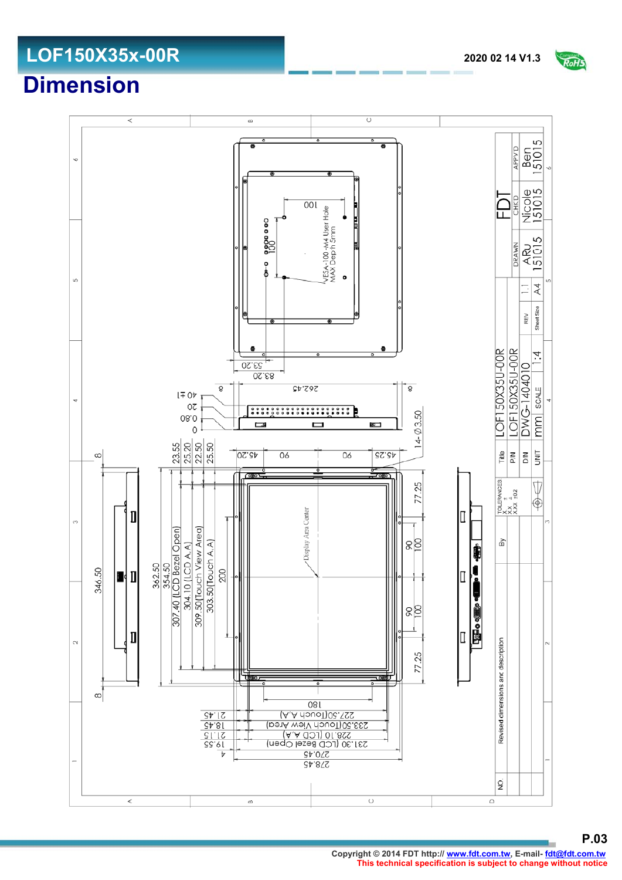# Dimension

VESA-100 -M4 User Hole
MAX Depth 5mm

100

100

53.20

83.20

262.45

8

8

40 ±1

20

0.80

0

14-Ø3.50

23.55

25.20

22.50

25.50

45.20

90

90

45.25

8

346.50

8

362.50

354.50

307.40 (LCD Bezel Open)

304.10 (LCD A.A)

309.50 (Touch View Area)

303.50 (Touch A.A)

200

Display Area Center

77.25

90

100

90

100

77.25

180

227.50 (Touch A.A)

233.50 (Touch View Area)

228.10 (LCD A.A)

231.30 (LCD Bezel Open)

270.45

278.45

21.45

18.45

21.15

19.55

4

| NO. | Revised dimensions and description | By |
|---|---|---|

TOLERANCES X ± X.X ± X.XX ±0.2

| Title | LOF150X35U-00R |
|---|---|
| P/N | LOF150X35U-00R |
| D/N | DWG-140401O |
| UNIT | mm |
| SCALE | 1:4 |
| REV | 1.1 |
| Sheet Size | A4 |

FDT

| DRAWN | CHKD | APPV'D |
|---|---|---|
| ARU 151015 | Nicole 151015 | Ben 151015 |

Copyright © 2014 FDT http:// www.fdt.com.tw, E-mail- fdt@fdt.com.tw
This technical specification is subject to change without notice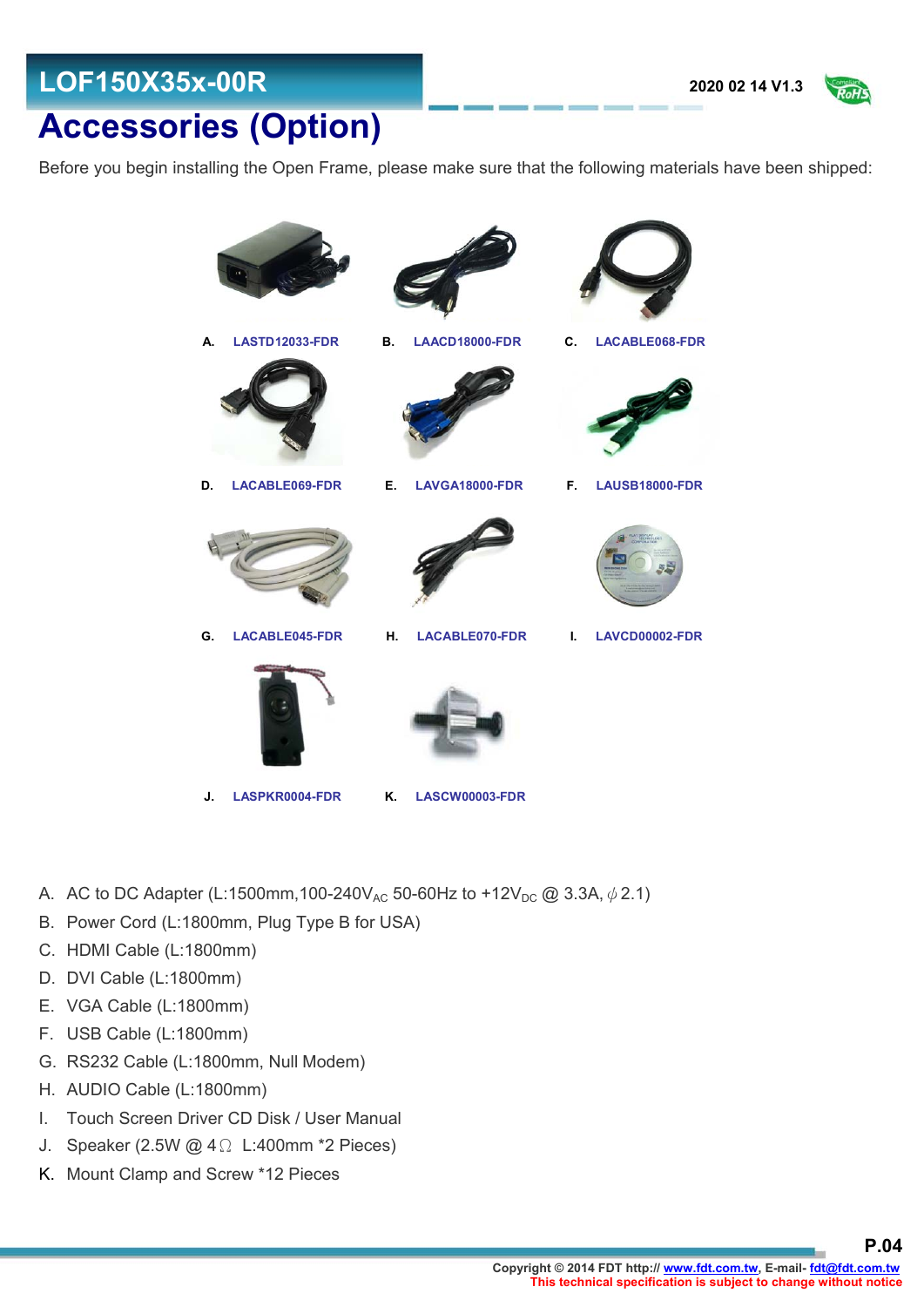# Accessories (Option)

Before you begin installing the Open Frame, please make sure that the following materials have been shipped:

A. LASTD12033-FDR
B. LAACD18000-FDR
C. LACABLE068-FDR
D. LACABLE069-FDR
E. LAVGA18000-FDR
F. LAUSB18000-FDR
G. LACABLE045-FDR
H. LACABLE070-FDR
I. LAVCD00002-FDR
J. LASPKR0004-FDR
K. LASCW00003-FDR

A. AC to DC Adapter (L:1500mm,100-240$V_{AC}$ 50-60Hz to +12$V_{DC}$ @ 3.3A, $\phi$2.1)
B. Power Cord (L:1800mm, Plug Type B for USA)
C. HDMI Cable (L:1800mm)
D. DVI Cable (L:1800mm)
E. VGA Cable (L:1800mm)
F. USB Cable (L:1800mm)
G. RS232 Cable (L:1800mm, Null Modem)
H. AUDIO Cable (L:1800mm)
I. Touch Screen Driver CD Disk / User Manual
J. Speaker (2.5W @ 4$\Omega$ L:400mm *2 Pieces)
K. Mount Clamp and Screw *12 Pieces